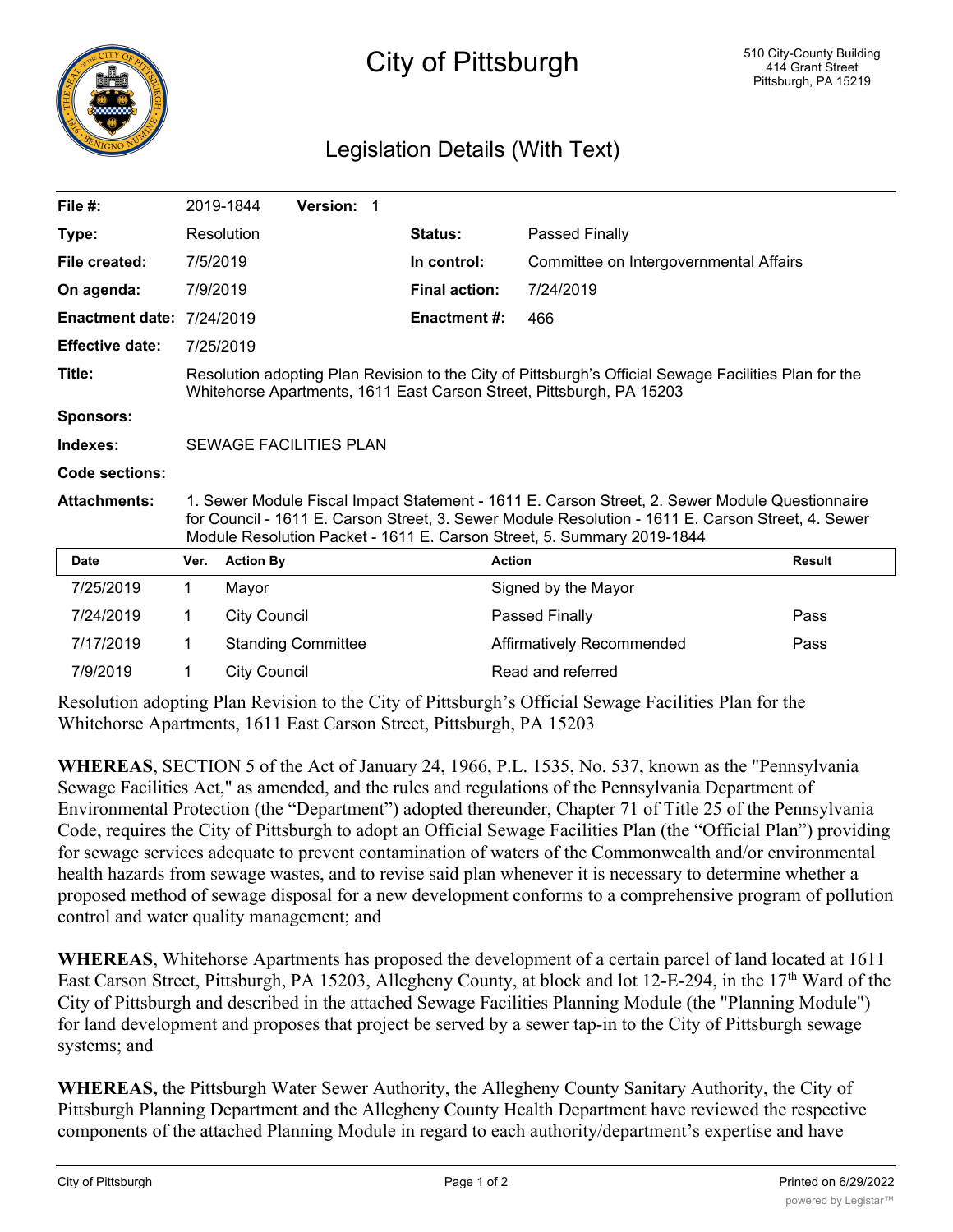# City of Pittsburgh

510 City-County Building
414 Grant Street
Pittsburgh, PA 15219

## Legislation Details (With Text)

| | | | |
|---|---|---|---|
| **File #:** | 2019-1844 **Version:** 1 | | |
| **Type:** | Resolution | **Status:** | Passed Finally |
| **File created:** | 7/5/2019 | **In control:** | Committee on Intergovernmental Affairs |
| **On agenda:** | 7/9/2019 | **Final action:** | 7/24/2019 |
| **Enactment date:** | 7/24/2019 | **Enactment #:** | 466 |
| **Effective date:** | 7/25/2019 | | |

**Title:** Resolution adopting Plan Revision to the City of Pittsburgh's Official Sewage Facilities Plan for the Whitehorse Apartments, 1611 East Carson Street, Pittsburgh, PA 15203

**Sponsors:**

**Indexes:** SEWAGE FACILITIES PLAN

**Code sections:**

**Attachments:** 1. Sewer Module Fiscal Impact Statement - 1611 E. Carson Street, 2. Sewer Module Questionnaire for Council - 1611 E. Carson Street, 3. Sewer Module Resolution - 1611 E. Carson Street, 4. Sewer Module Resolution Packet - 1611 E. Carson Street, 5. Summary 2019-1844

| Date | Ver. | Action By | Action | Result |
|---|---|---|---|---|
| 7/25/2019 | 1 | Mayor | Signed by the Mayor | |
| 7/24/2019 | 1 | City Council | Passed Finally | Pass |
| 7/17/2019 | 1 | Standing Committee | Affirmatively Recommended | Pass |
| 7/9/2019 | 1 | City Council | Read and referred | |

Resolution adopting Plan Revision to the City of Pittsburgh's Official Sewage Facilities Plan for the Whitehorse Apartments, 1611 East Carson Street, Pittsburgh, PA 15203

**WHEREAS**, SECTION 5 of the Act of January 24, 1966, P.L. 1535, No. 537, known as the "Pennsylvania Sewage Facilities Act," as amended, and the rules and regulations of the Pennsylvania Department of Environmental Protection (the "Department") adopted thereunder, Chapter 71 of Title 25 of the Pennsylvania Code, requires the City of Pittsburgh to adopt an Official Sewage Facilities Plan (the "Official Plan") providing for sewage services adequate to prevent contamination of waters of the Commonwealth and/or environmental health hazards from sewage wastes, and to revise said plan whenever it is necessary to determine whether a proposed method of sewage disposal for a new development conforms to a comprehensive program of pollution control and water quality management; and

**WHEREAS**, Whitehorse Apartments has proposed the development of a certain parcel of land located at 1611 East Carson Street, Pittsburgh, PA 15203, Allegheny County, at block and lot 12-E-294, in the 17th Ward of the City of Pittsburgh and described in the attached Sewage Facilities Planning Module (the "Planning Module") for land development and proposes that project be served by a sewer tap-in to the City of Pittsburgh sewage systems; and

**WHEREAS,** the Pittsburgh Water Sewer Authority, the Allegheny County Sanitary Authority, the City of Pittsburgh Planning Department and the Allegheny County Health Department have reviewed the respective components of the attached Planning Module in regard to each authority/department's expertise and have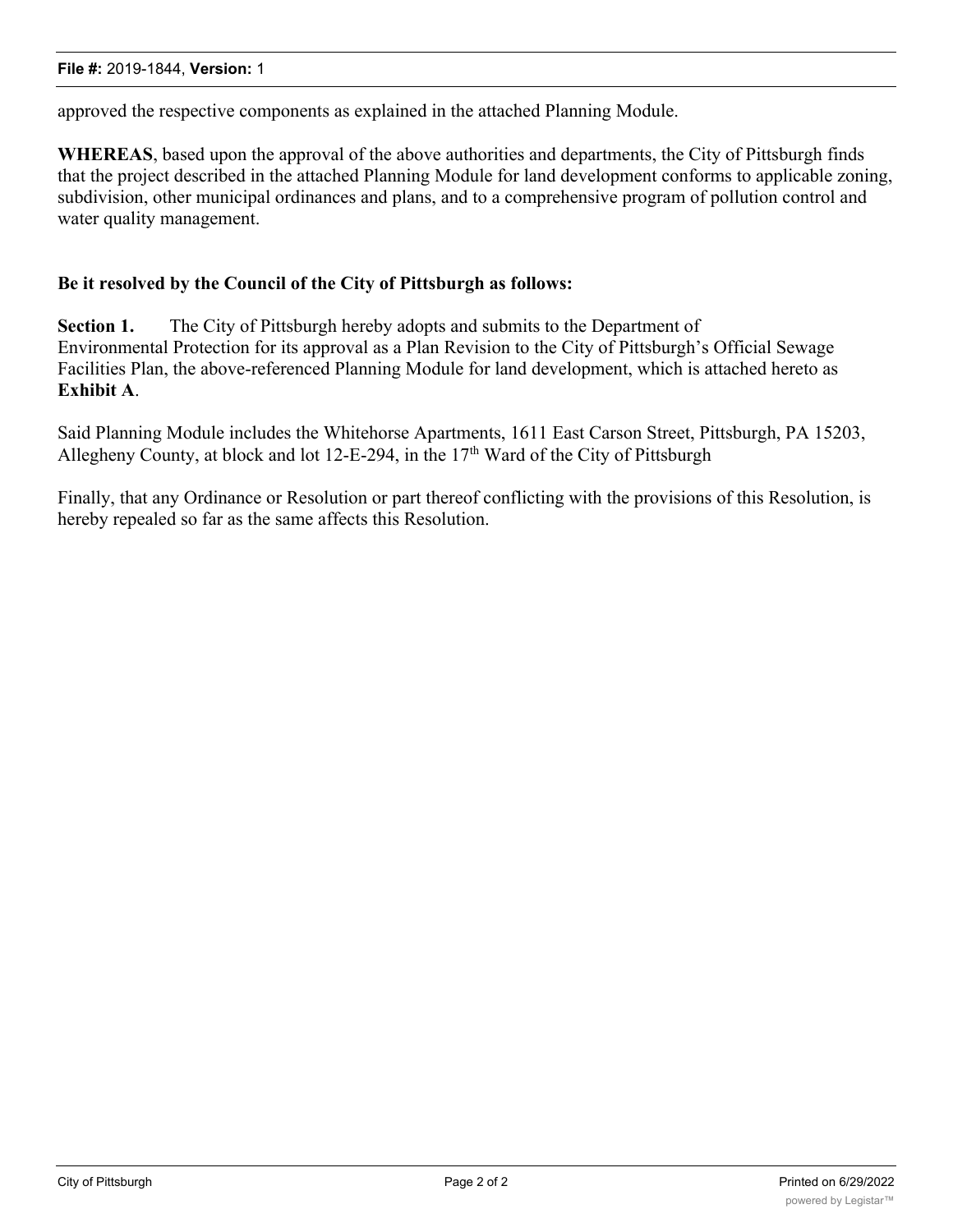approved the respective components as explained in the attached Planning Module.

**WHEREAS**, based upon the approval of the above authorities and departments, the City of Pittsburgh finds that the project described in the attached Planning Module for land development conforms to applicable zoning, subdivision, other municipal ordinances and plans, and to a comprehensive program of pollution control and water quality management.

**Be it resolved by the Council of the City of Pittsburgh as follows:**

**Section 1.** The City of Pittsburgh hereby adopts and submits to the Department of Environmental Protection for its approval as a Plan Revision to the City of Pittsburgh's Official Sewage Facilities Plan, the above-referenced Planning Module for land development, which is attached hereto as **Exhibit A**.

Said Planning Module includes the Whitehorse Apartments, 1611 East Carson Street, Pittsburgh, PA 15203, Allegheny County, at block and lot 12-E-294, in the 17th Ward of the City of Pittsburgh

Finally, that any Ordinance or Resolution or part thereof conflicting with the provisions of this Resolution, is hereby repealed so far as the same affects this Resolution.